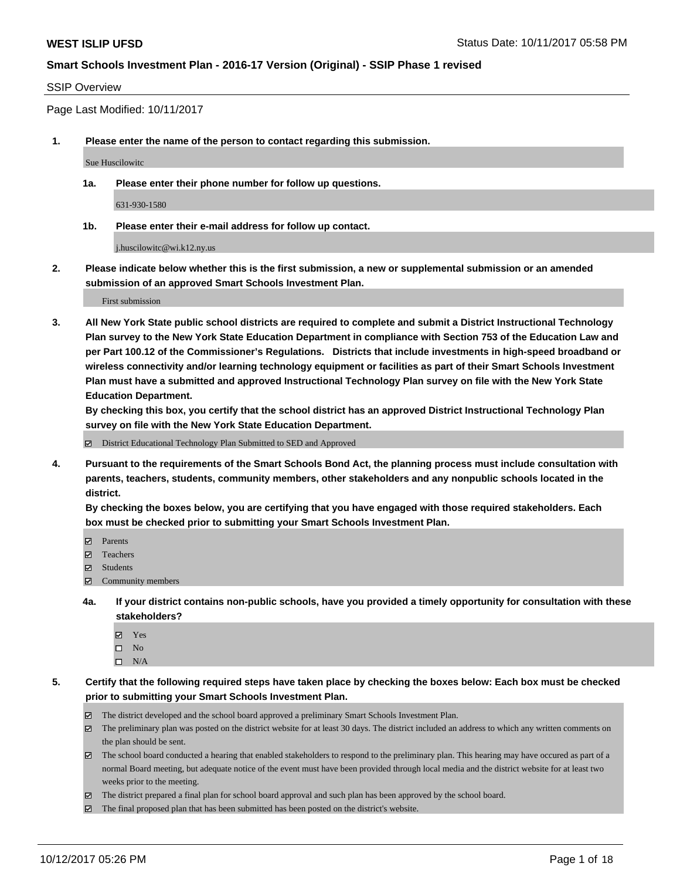**WEST ISLIP UFSD**

Status Date: 10/11/2017 05:58 PM

**Smart Schools Investment Plan - 2016-17 Version (Original) - SSIP Phase 1 revised**

SSIP Overview

Page Last Modified: 10/11/2017

1. **Please enter the name of the person to contact regarding this submission.**

   Sue Huscilowitc

   1a. **Please enter their phone number for follow up questions.**

   631-930-1580

   1b. **Please enter their e-mail address for follow up contact.**

   j.huscilowitc@wi.k12.ny.us

2. **Please indicate below whether this is the first submission, a new or supplemental submission or an amended submission of an approved Smart Schools Investment Plan.**

   First submission

3. **All New York State public school districts are required to complete and submit a District Instructional Technology Plan survey to the New York State Education Department in compliance with Section 753 of the Education Law and per Part 100.12 of the Commissioner's Regulations. Districts that include investments in high-speed broadband or wireless connectivity and/or learning technology equipment or facilities as part of their Smart Schools Investment Plan must have a submitted and approved Instructional Technology Plan survey on file with the New York State Education Department.**
   **By checking this box, you certify that the school district has an approved District Instructional Technology Plan survey on file with the New York State Education Department.**

   ☑ District Educational Technology Plan Submitted to SED and Approved

4. **Pursuant to the requirements of the Smart Schools Bond Act, the planning process must include consultation with parents, teachers, students, community members, other stakeholders and any nonpublic schools located in the district.**
   **By checking the boxes below, you are certifying that you have engaged with those required stakeholders. Each box must be checked prior to submitting your Smart Schools Investment Plan.**

   ☑ Parents
   ☑ Teachers
   ☑ Students
   ☑ Community members

   4a. **If your district contains non-public schools, have you provided a timely opportunity for consultation with these stakeholders?**

   ☑ Yes
   ☐ No
   ☐ N/A

5. **Certify that the following required steps have taken place by checking the boxes below: Each box must be checked prior to submitting your Smart Schools Investment Plan.**

   ☑ The district developed and the school board approved a preliminary Smart Schools Investment Plan.
   ☑ The preliminary plan was posted on the district website for at least 30 days. The district included an address to which any written comments on the plan should be sent.
   ☑ The school board conducted a hearing that enabled stakeholders to respond to the preliminary plan. This hearing may have occured as part of a normal Board meeting, but adequate notice of the event must have been provided through local media and the district website for at least two weeks prior to the meeting.
   ☑ The district prepared a final plan for school board approval and such plan has been approved by the school board.
   ☑ The final proposed plan that has been submitted has been posted on the district's website.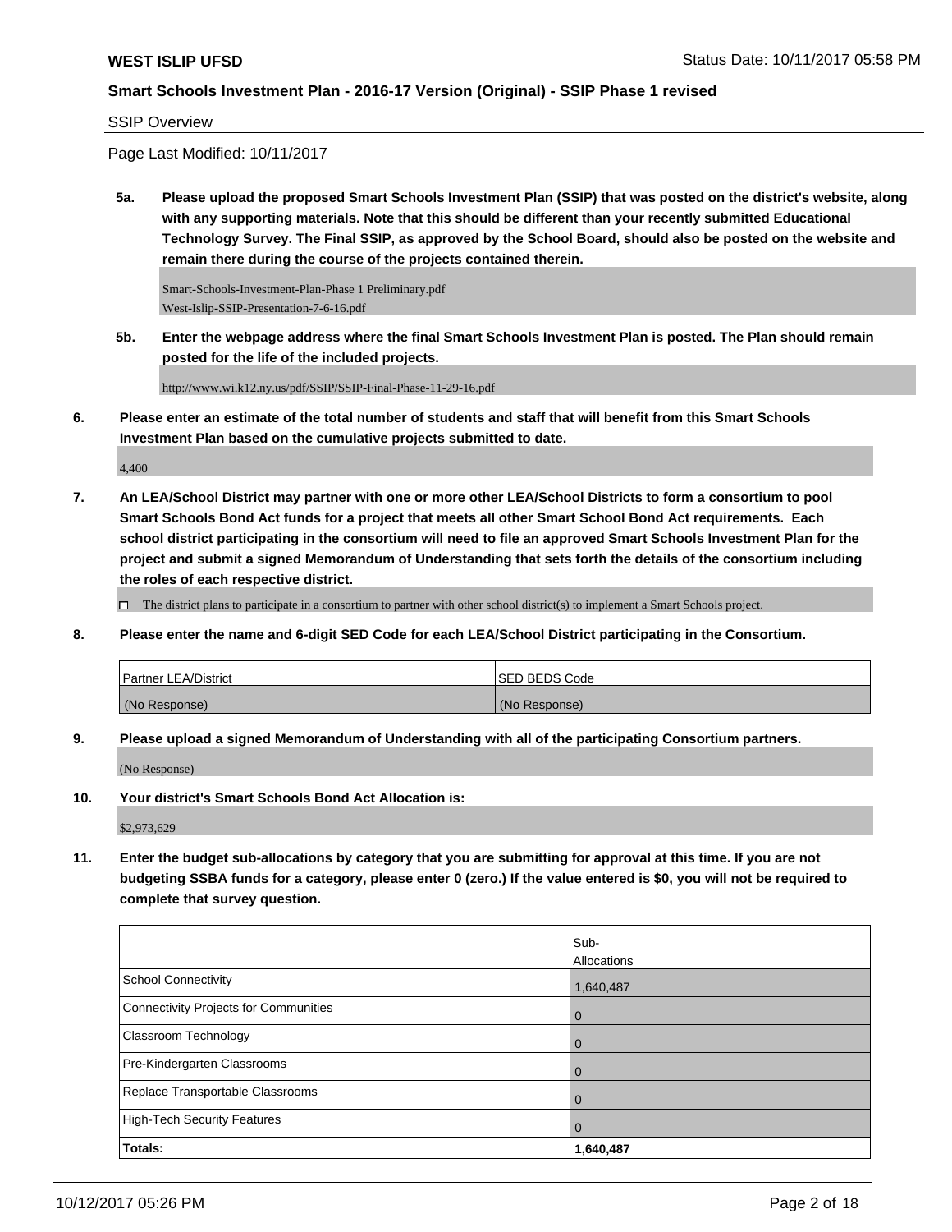## SSIP Overview

Page Last Modified: 10/11/2017

**5a. Please upload the proposed Smart Schools Investment Plan (SSIP) that was posted on the district's website, along with any supporting materials. Note that this should be different than your recently submitted Educational Technology Survey. The Final SSIP, as approved by the School Board, should also be posted on the website and remain there during the course of the projects contained therein.**

Smart-Schools-Investment-Plan-Phase 1 Preliminary.pdf
West-Islip-SSIP-Presentation-7-6-16.pdf

**5b. Enter the webpage address where the final Smart Schools Investment Plan is posted. The Plan should remain posted for the life of the included projects.**

http://www.wi.k12.ny.us/pdf/SSIP/SSIP-Final-Phase-11-29-16.pdf

**6. Please enter an estimate of the total number of students and staff that will benefit from this Smart Schools Investment Plan based on the cumulative projects submitted to date.**

4,400

**7. An LEA/School District may partner with one or more other LEA/School Districts to form a consortium to pool Smart Schools Bond Act funds for a project that meets all other Smart School Bond Act requirements. Each school district participating in the consortium will need to file an approved Smart Schools Investment Plan for the project and submit a signed Memorandum of Understanding that sets forth the details of the consortium including the roles of each respective district.**

☐ The district plans to participate in a consortium to partner with other school district(s) to implement a Smart Schools project.

**8. Please enter the name and 6-digit SED Code for each LEA/School District participating in the Consortium.**

| Partner LEA/District | SED BEDS Code |
|---|---|
| (No Response) | (No Response) |

**9. Please upload a signed Memorandum of Understanding with all of the participating Consortium partners.**

(No Response)

**10. Your district's Smart Schools Bond Act Allocation is:**

$2,973,629

**11. Enter the budget sub-allocations by category that you are submitting for approval at this time. If you are not budgeting SSBA funds for a category, please enter 0 (zero.) If the value entered is $0, you will not be required to complete that survey question.**

| | Sub-Allocations |
|---|---|
| School Connectivity | 1,640,487 |
| Connectivity Projects for Communities | 0 |
| Classroom Technology | 0 |
| Pre-Kindergarten Classrooms | 0 |
| Replace Transportable Classrooms | 0 |
| High-Tech Security Features | 0 |
| **Totals:** | **1,640,487** |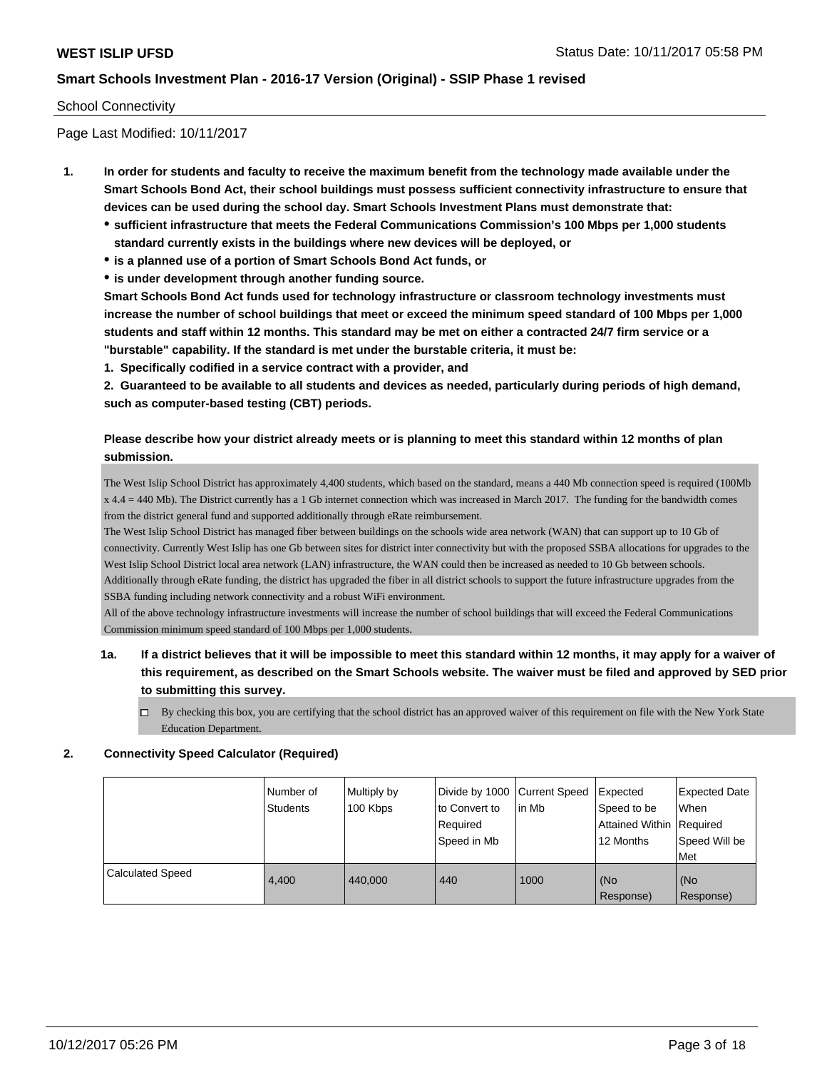School Connectivity

Page Last Modified: 10/11/2017

1. **In order for students and faculty to receive the maximum benefit from the technology made available under the Smart Schools Bond Act, their school buildings must possess sufficient connectivity infrastructure to ensure that devices can be used during the school day. Smart Schools Investment Plans must demonstrate that:**
   - **sufficient infrastructure that meets the Federal Communications Commission's 100 Mbps per 1,000 students standard currently exists in the buildings where new devices will be deployed, or**
   - **is a planned use of a portion of Smart Schools Bond Act funds, or**
   - **is under development through another funding source.**

   **Smart Schools Bond Act funds used for technology infrastructure or classroom technology investments must increase the number of school buildings that meet or exceed the minimum speed standard of 100 Mbps per 1,000 students and staff within 12 months. This standard may be met on either a contracted 24/7 firm service or a "burstable" capability. If the standard is met under the burstable criteria, it must be:**

   **1. Specifically codified in a service contract with a provider, and**

   **2. Guaranteed to be available to all students and devices as needed, particularly during periods of high demand, such as computer-based testing (CBT) periods.**

   **Please describe how your district already meets or is planning to meet this standard within 12 months of plan submission.**

   The West Islip School District has approximately 4,400 students, which based on the standard, means a 440 Mb connection speed is required (100Mb x 4.4 = 440 Mb). The District currently has a 1 Gb internet connection which was increased in March 2017. The funding for the bandwidth comes from the district general fund and supported additionally through eRate reimbursement.
   The West Islip School District has managed fiber between buildings on the schools wide area network (WAN) that can support up to 10 Gb of connectivity. Currently West Islip has one Gb between sites for district inter connectivity but with the proposed SSBA allocations for upgrades to the West Islip School District local area network (LAN) infrastructure, the WAN could then be increased as needed to 10 Gb between schools.
   Additionally through eRate funding, the district has upgraded the fiber in all district schools to support the future infrastructure upgrades from the SSBA funding including network connectivity and a robust WiFi environment.
   All of the above technology infrastructure investments will increase the number of school buildings that will exceed the Federal Communications Commission minimum speed standard of 100 Mbps per 1,000 students.

   1a. **If a district believes that it will be impossible to meet this standard within 12 months, it may apply for a waiver of this requirement, as described on the Smart Schools website. The waiver must be filed and approved by SED prior to submitting this survey.**

   ☐ By checking this box, you are certifying that the school district has an approved waiver of this requirement on file with the New York State Education Department.

2. **Connectivity Speed Calculator (Required)**

| | Number of Students | Multiply by 100 Kbps | Divide by 1000 to Convert to Required Speed in Mb | Current Speed in Mb | Expected Speed to be Attained Within 12 Months | Expected Date When Required Speed Will be Met |
|---|---|---|---|---|---|---|
| Calculated Speed | 4,400 | 440,000 | 440 | 1000 | (No Response) | (No Response) |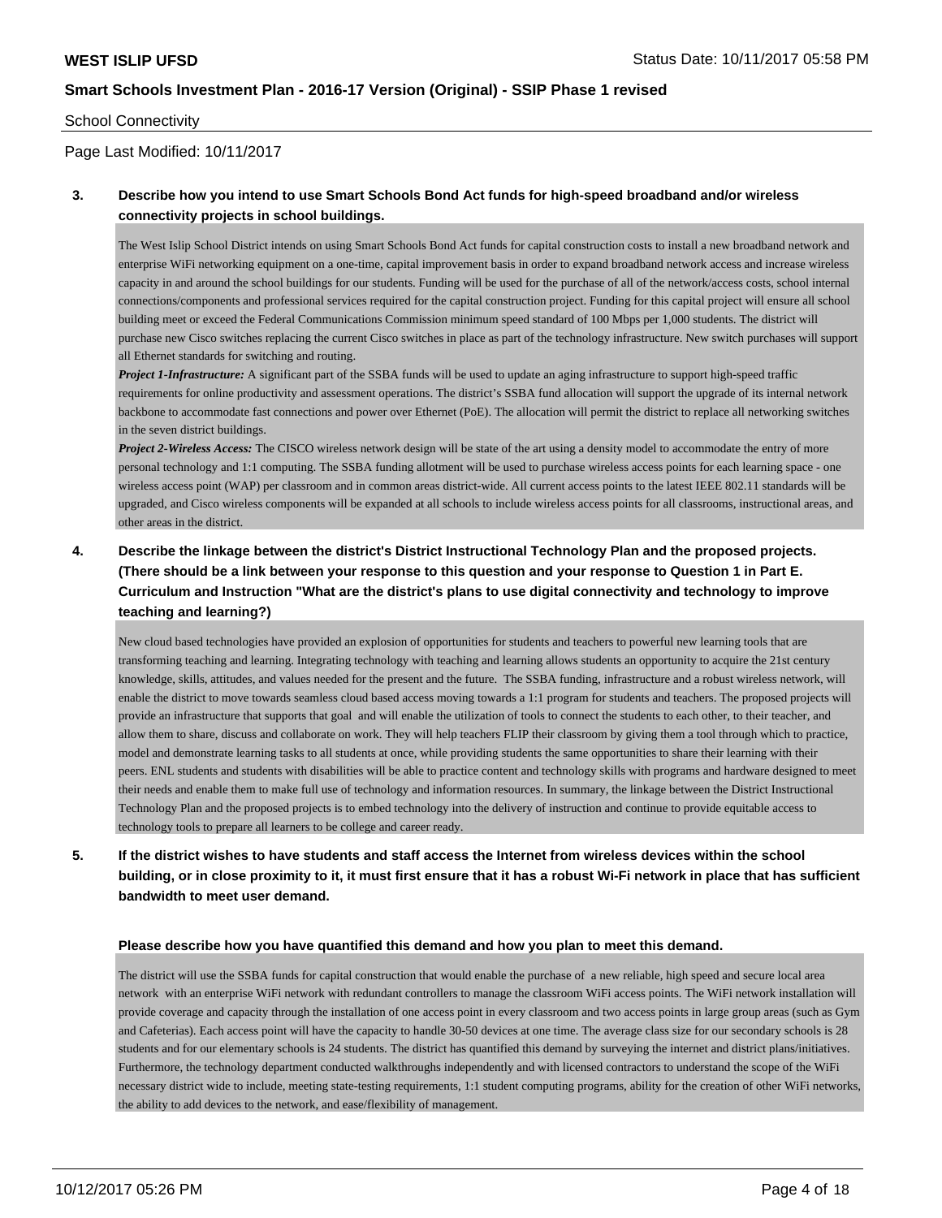School Connectivity

Page Last Modified: 10/11/2017

**3. Describe how you intend to use Smart Schools Bond Act funds for high-speed broadband and/or wireless connectivity projects in school buildings.**

The West Islip School District intends on using Smart Schools Bond Act funds for capital construction costs to install a new broadband network and enterprise WiFi networking equipment on a one-time, capital improvement basis in order to expand broadband network access and increase wireless capacity in and around the school buildings for our students. Funding will be used for the purchase of all of the network/access costs, school internal connections/components and professional services required for the capital construction project. Funding for this capital project will ensure all school building meet or exceed the Federal Communications Commission minimum speed standard of 100 Mbps per 1,000 students. The district will purchase new Cisco switches replacing the current Cisco switches in place as part of the technology infrastructure. New switch purchases will support all Ethernet standards for switching and routing.

***Project 1-Infrastructure:*** A significant part of the SSBA funds will be used to update an aging infrastructure to support high-speed traffic requirements for online productivity and assessment operations. The district's SSBA fund allocation will support the upgrade of its internal network backbone to accommodate fast connections and power over Ethernet (PoE). The allocation will permit the district to replace all networking switches in the seven district buildings.

***Project 2-Wireless Access:*** The CISCO wireless network design will be state of the art using a density model to accommodate the entry of more personal technology and 1:1 computing. The SSBA funding allotment will be used to purchase wireless access points for each learning space - one wireless access point (WAP) per classroom and in common areas district-wide. All current access points to the latest IEEE 802.11 standards will be upgraded, and Cisco wireless components will be expanded at all schools to include wireless access points for all classrooms, instructional areas, and other areas in the district.

**4. Describe the linkage between the district's District Instructional Technology Plan and the proposed projects. (There should be a link between your response to this question and your response to Question 1 in Part E. Curriculum and Instruction "What are the district's plans to use digital connectivity and technology to improve teaching and learning?)**

New cloud based technologies have provided an explosion of opportunities for students and teachers to powerful new learning tools that are transforming teaching and learning. Integrating technology with teaching and learning allows students an opportunity to acquire the 21st century knowledge, skills, attitudes, and values needed for the present and the future. The SSBA funding, infrastructure and a robust wireless network, will enable the district to move towards seamless cloud based access moving towards a 1:1 program for students and teachers. The proposed projects will provide an infrastructure that supports that goal and will enable the utilization of tools to connect the students to each other, to their teacher, and allow them to share, discuss and collaborate on work. They will help teachers FLIP their classroom by giving them a tool through which to practice, model and demonstrate learning tasks to all students at once, while providing students the same opportunities to share their learning with their peers. ENL students and students with disabilities will be able to practice content and technology skills with programs and hardware designed to meet their needs and enable them to make full use of technology and information resources. In summary, the linkage between the District Instructional Technology Plan and the proposed projects is to embed technology into the delivery of instruction and continue to provide equitable access to technology tools to prepare all learners to be college and career ready.

**5. If the district wishes to have students and staff access the Internet from wireless devices within the school building, or in close proximity to it, it must first ensure that it has a robust Wi-Fi network in place that has sufficient bandwidth to meet user demand.**

**Please describe how you have quantified this demand and how you plan to meet this demand.**

The district will use the SSBA funds for capital construction that would enable the purchase of a new reliable, high speed and secure local area network with an enterprise WiFi network with redundant controllers to manage the classroom WiFi access points. The WiFi network installation will provide coverage and capacity through the installation of one access point in every classroom and two access points in large group areas (such as Gym and Cafeterias). Each access point will have the capacity to handle 30-50 devices at one time. The average class size for our secondary schools is 28 students and for our elementary schools is 24 students. The district has quantified this demand by surveying the internet and district plans/initiatives. Furthermore, the technology department conducted walkthroughs independently and with licensed contractors to understand the scope of the WiFi necessary district wide to include, meeting state-testing requirements, 1:1 student computing programs, ability for the creation of other WiFi networks, the ability to add devices to the network, and ease/flexibility of management.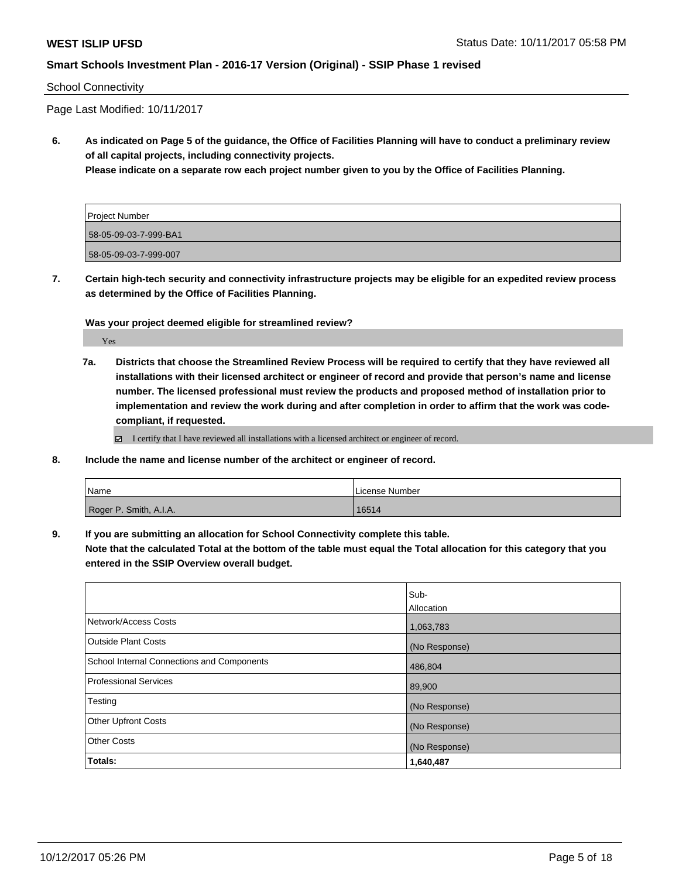School Connectivity

Page Last Modified: 10/11/2017

**6. As indicated on Page 5 of the guidance, the Office of Facilities Planning will have to conduct a preliminary review of all capital projects, including connectivity projects.**
**Please indicate on a separate row each project number given to you by the Office of Facilities Planning.**

| Project Number |
|---|
| 58-05-09-03-7-999-BA1 |
| 58-05-09-03-7-999-007 |

**7. Certain high-tech security and connectivity infrastructure projects may be eligible for an expedited review process as determined by the Office of Facilities Planning.**

**Was your project deemed eligible for streamlined review?**

Yes

**7a. Districts that choose the Streamlined Review Process will be required to certify that they have reviewed all installations with their licensed architect or engineer of record and provide that person's name and license number. The licensed professional must review the products and proposed method of installation prior to implementation and review the work during and after completion in order to affirm that the work was code-compliant, if requested.**

☑ I certify that I have reviewed all installations with a licensed architect or engineer of record.

**8. Include the name and license number of the architect or engineer of record.**

| Name | License Number |
|---|---|
| Roger P. Smith, A.I.A. | 16514 |

**9. If you are submitting an allocation for School Connectivity complete this table.**
**Note that the calculated Total at the bottom of the table must equal the Total allocation for this category that you entered in the SSIP Overview overall budget.**

| | Sub-Allocation |
|---|---|
| Network/Access Costs | 1,063,783 |
| Outside Plant Costs | (No Response) |
| School Internal Connections and Components | 486,804 |
| Professional Services | 89,900 |
| Testing | (No Response) |
| Other Upfront Costs | (No Response) |
| Other Costs | (No Response) |
| **Totals:** | **1,640,487** |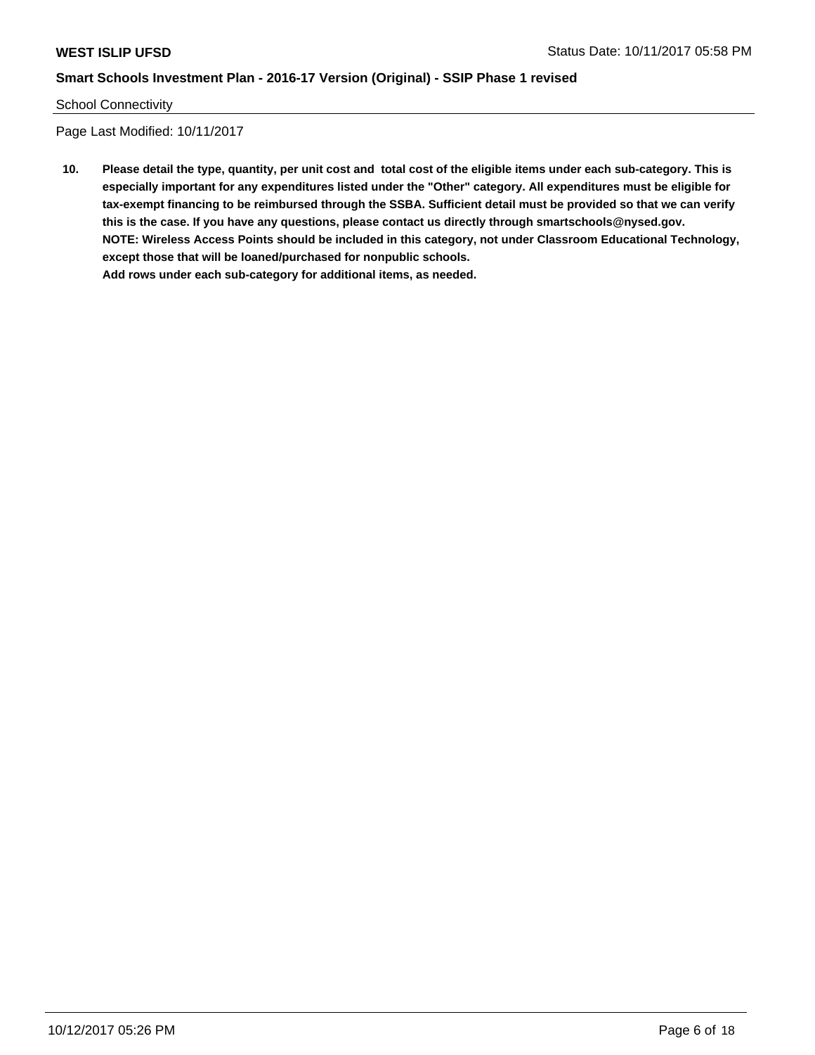School Connectivity

Page Last Modified: 10/11/2017

**10. Please detail the type, quantity, per unit cost and total cost of the eligible items under each sub-category. This is especially important for any expenditures listed under the "Other" category. All expenditures must be eligible for tax-exempt financing to be reimbursed through the SSBA. Sufficient detail must be provided so that we can verify this is the case. If you have any questions, please contact us directly through smartschools@nysed.gov.**
**NOTE: Wireless Access Points should be included in this category, not under Classroom Educational Technology, except those that will be loaned/purchased for nonpublic schools.**
**Add rows under each sub-category for additional items, as needed.**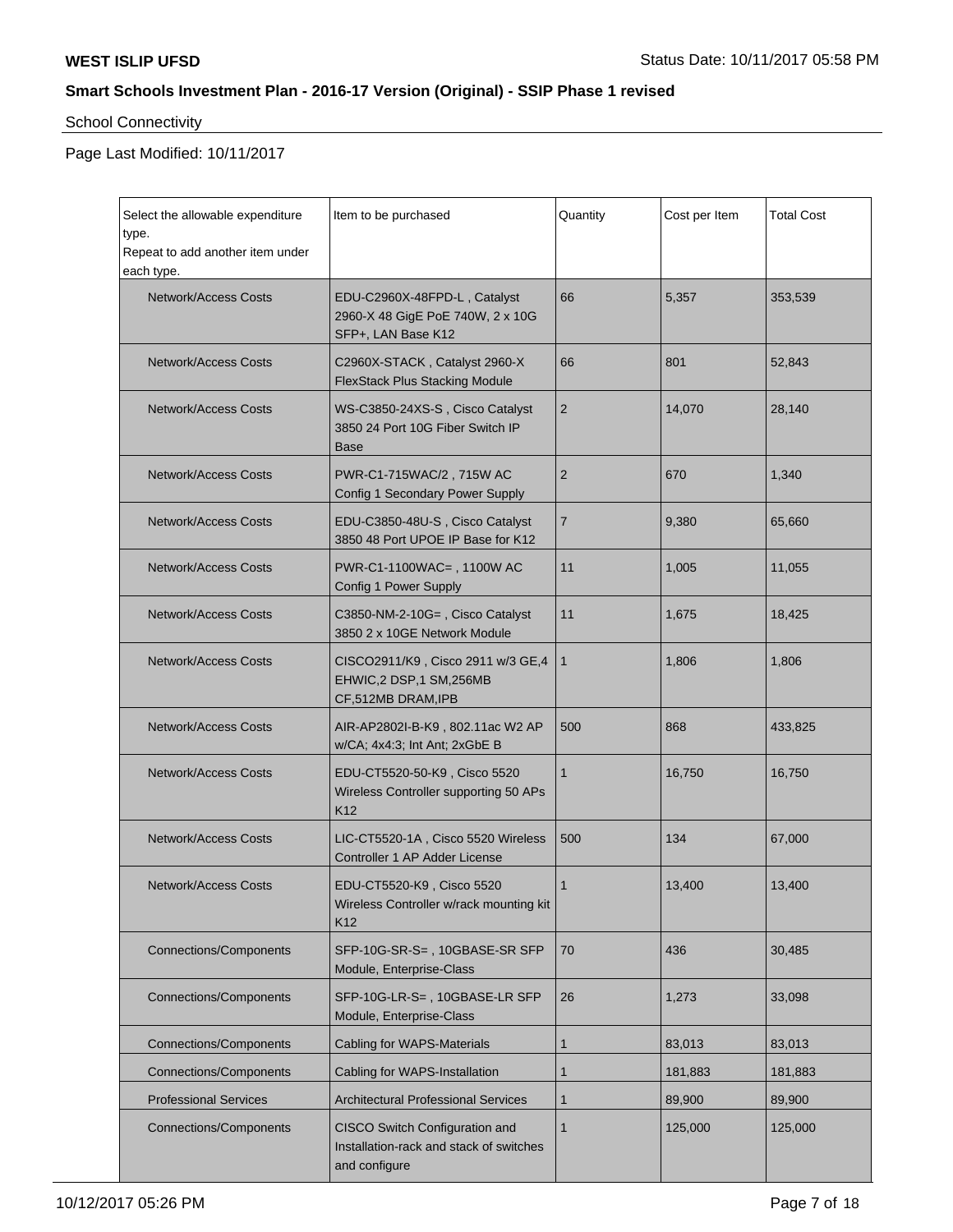School Connectivity

Page Last Modified: 10/11/2017

| Select the allowable expenditure type. Repeat to add another item under each type. | Item to be purchased | Quantity | Cost per Item | Total Cost |
|---|---|---|---|---|
| Network/Access Costs | EDU-C2960X-48FPD-L , Catalyst 2960-X 48 GigE PoE 740W, 2 x 10G SFP+, LAN Base K12 | 66 | 5,357 | 353,539 |
| Network/Access Costs | C2960X-STACK , Catalyst 2960-X FlexStack Plus Stacking Module | 66 | 801 | 52,843 |
| Network/Access Costs | WS-C3850-24XS-S , Cisco Catalyst 3850 24 Port 10G Fiber Switch IP Base | 2 | 14,070 | 28,140 |
| Network/Access Costs | PWR-C1-715WAC/2 , 715W AC Config 1 Secondary Power Supply | 2 | 670 | 1,340 |
| Network/Access Costs | EDU-C3850-48U-S , Cisco Catalyst 3850 48 Port UPOE IP Base for K12 | 7 | 9,380 | 65,660 |
| Network/Access Costs | PWR-C1-1100WAC= , 1100W AC Config 1 Power Supply | 11 | 1,005 | 11,055 |
| Network/Access Costs | C3850-NM-2-10G= , Cisco Catalyst 3850 2 x 10GE Network Module | 11 | 1,675 | 18,425 |
| Network/Access Costs | CISCO2911/K9 , Cisco 2911 w/3 GE,4 EHWIC,2 DSP,1 SM,256MB CF,512MB DRAM,IPB | 1 | 1,806 | 1,806 |
| Network/Access Costs | AIR-AP2802I-B-K9 , 802.11ac W2 AP w/CA; 4x4:3; Int Ant; 2xGbE B | 500 | 868 | 433,825 |
| Network/Access Costs | EDU-CT5520-50-K9 , Cisco 5520 Wireless Controller supporting 50 APs K12 | 1 | 16,750 | 16,750 |
| Network/Access Costs | LIC-CT5520-1A , Cisco 5520 Wireless Controller 1 AP Adder License | 500 | 134 | 67,000 |
| Network/Access Costs | EDU-CT5520-K9 , Cisco 5520 Wireless Controller w/rack mounting kit K12 | 1 | 13,400 | 13,400 |
| Connections/Components | SFP-10G-SR-S= , 10GBASE-SR SFP Module, Enterprise-Class | 70 | 436 | 30,485 |
| Connections/Components | SFP-10G-LR-S= , 10GBASE-LR SFP Module, Enterprise-Class | 26 | 1,273 | 33,098 |
| Connections/Components | Cabling for WAPS-Materials | 1 | 83,013 | 83,013 |
| Connections/Components | Cabling for WAPS-Installation | 1 | 181,883 | 181,883 |
| Professional Services | Architectural Professional Services | 1 | 89,900 | 89,900 |
| Connections/Components | CISCO Switch Configuration and Installation-rack and stack of switches and configure | 1 | 125,000 | 125,000 |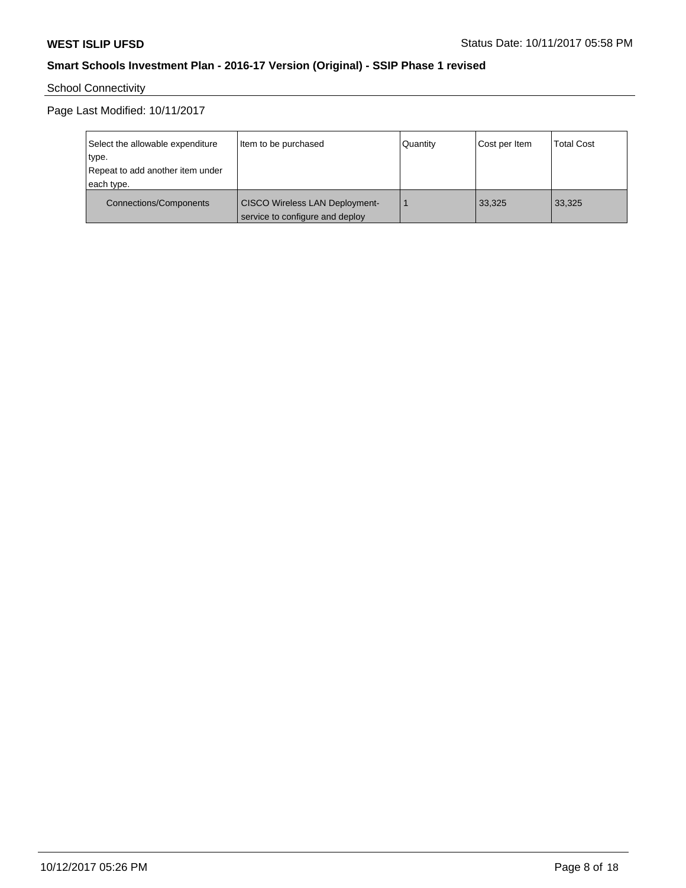School Connectivity

Page Last Modified: 10/11/2017

| Select the allowable expenditure type. Repeat to add another item under each type. | Item to be purchased | Quantity | Cost per Item | Total Cost |
|---|---|---|---|---|
| Connections/Components | CISCO Wireless LAN Deployment- service to configure and deploy | 1 | 33,325 | 33,325 |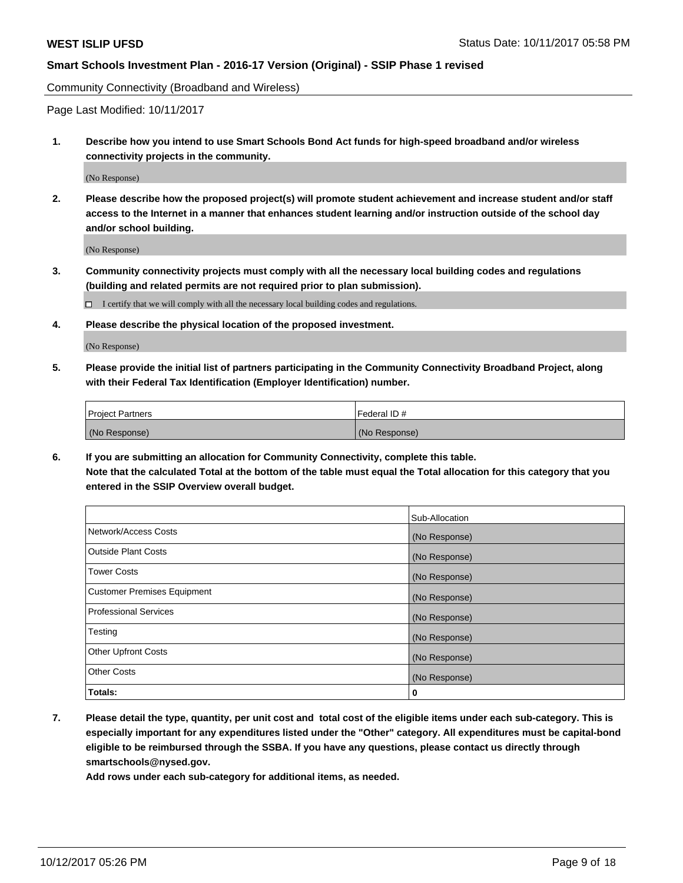Community Connectivity (Broadband and Wireless)

Page Last Modified: 10/11/2017

**1. Describe how you intend to use Smart Schools Bond Act funds for high-speed broadband and/or wireless connectivity projects in the community.**

(No Response)

**2. Please describe how the proposed project(s) will promote student achievement and increase student and/or staff access to the Internet in a manner that enhances student learning and/or instruction outside of the school day and/or school building.**

(No Response)

**3. Community connectivity projects must comply with all the necessary local building codes and regulations (building and related permits are not required prior to plan submission).**

☐ I certify that we will comply with all the necessary local building codes and regulations.

**4. Please describe the physical location of the proposed investment.**

(No Response)

**5. Please provide the initial list of partners participating in the Community Connectivity Broadband Project, along with their Federal Tax Identification (Employer Identification) number.**

| Project Partners | Federal ID # |
|---|---|
| (No Response) | (No Response) |

**6. If you are submitting an allocation for Community Connectivity, complete this table. Note that the calculated Total at the bottom of the table must equal the Total allocation for this category that you entered in the SSIP Overview overall budget.**

| | Sub-Allocation |
|---|---|
| Network/Access Costs | (No Response) |
| Outside Plant Costs | (No Response) |
| Tower Costs | (No Response) |
| Customer Premises Equipment | (No Response) |
| Professional Services | (No Response) |
| Testing | (No Response) |
| Other Upfront Costs | (No Response) |
| Other Costs | (No Response) |
| **Totals:** | **0** |

**7. Please detail the type, quantity, per unit cost and total cost of the eligible items under each sub-category. This is especially important for any expenditures listed under the "Other" category. All expenditures must be capital-bond eligible to be reimbursed through the SSBA. If you have any questions, please contact us directly through smartschools@nysed.gov.**

**Add rows under each sub-category for additional items, as needed.**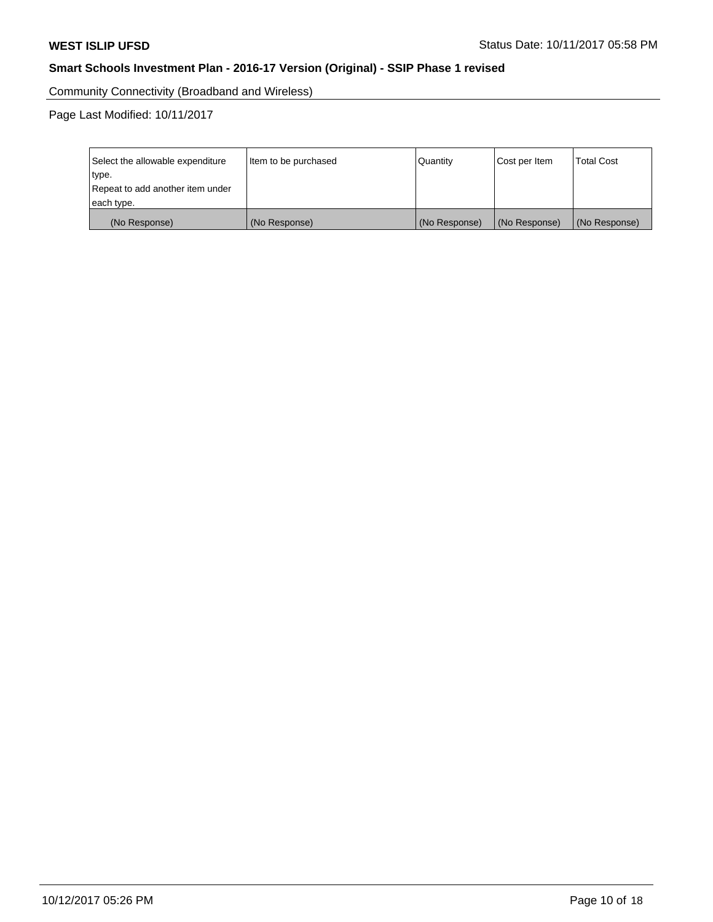Community Connectivity (Broadband and Wireless)

Page Last Modified: 10/11/2017

| Select the allowable expenditure type.<br>Repeat to add another item under each type. | Item to be purchased | Quantity | Cost per Item | Total Cost |
|---|---|---|---|---|
| (No Response) | (No Response) | (No Response) | (No Response) | (No Response) |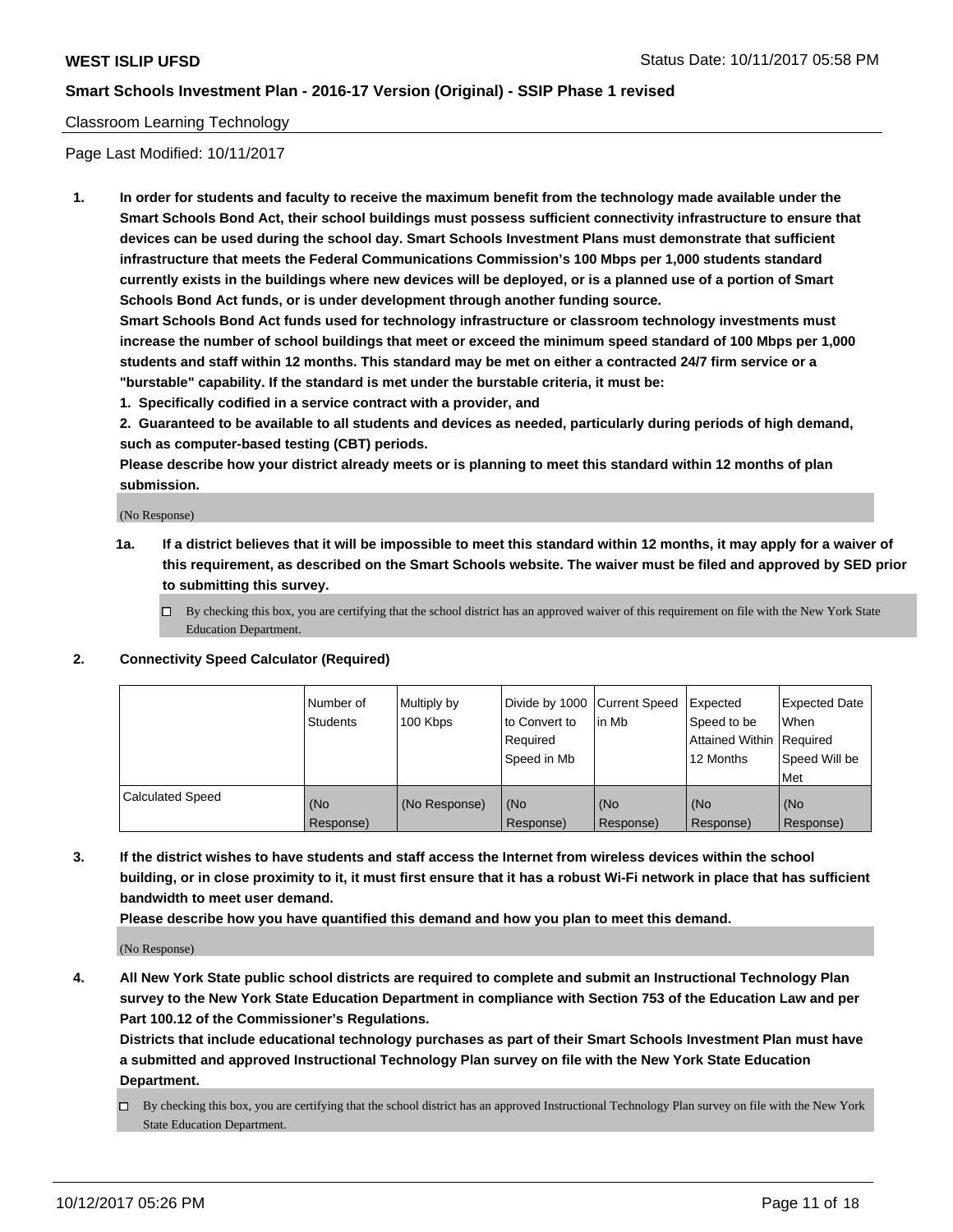Classroom Learning Technology

Page Last Modified: 10/11/2017

1. **In order for students and faculty to receive the maximum benefit from the technology made available under the Smart Schools Bond Act, their school buildings must possess sufficient connectivity infrastructure to ensure that devices can be used during the school day. Smart Schools Investment Plans must demonstrate that sufficient infrastructure that meets the Federal Communications Commission's 100 Mbps per 1,000 students standard currently exists in the buildings where new devices will be deployed, or is a planned use of a portion of Smart Schools Bond Act funds, or is under development through another funding source.**

   **Smart Schools Bond Act funds used for technology infrastructure or classroom technology investments must increase the number of school buildings that meet or exceed the minimum speed standard of 100 Mbps per 1,000 students and staff within 12 months. This standard may be met on either a contracted 24/7 firm service or a "burstable" capability. If the standard is met under the burstable criteria, it must be:**

   **1. Specifically codified in a service contract with a provider, and**

   **2. Guaranteed to be available to all students and devices as needed, particularly during periods of high demand, such as computer-based testing (CBT) periods.**

   **Please describe how your district already meets or is planning to meet this standard within 12 months of plan submission.**

   (No Response)

   1a. **If a district believes that it will be impossible to meet this standard within 12 months, it may apply for a waiver of this requirement, as described on the Smart Schools website. The waiver must be filed and approved by SED prior to submitting this survey.**

   ☐ By checking this box, you are certifying that the school district has an approved waiver of this requirement on file with the New York State Education Department.

2. **Connectivity Speed Calculator (Required)**

| | Number of Students | Multiply by 100 Kbps | Divide by 1000 to Convert to Required Speed in Mb | Current Speed in Mb | Expected Speed to be Attained Within 12 Months | Expected Date When Required Speed Will be Met |
|---|---|---|---|---|---|---|
| Calculated Speed | (No Response) | (No Response) | (No Response) | (No Response) | (No Response) | (No Response) |

3. **If the district wishes to have students and staff access the Internet from wireless devices within the school building, or in close proximity to it, it must first ensure that it has a robust Wi-Fi network in place that has sufficient bandwidth to meet user demand.**

   **Please describe how you have quantified this demand and how you plan to meet this demand.**

   (No Response)

4. **All New York State public school districts are required to complete and submit an Instructional Technology Plan survey to the New York State Education Department in compliance with Section 753 of the Education Law and per Part 100.12 of the Commissioner's Regulations.**

   **Districts that include educational technology purchases as part of their Smart Schools Investment Plan must have a submitted and approved Instructional Technology Plan survey on file with the New York State Education Department.**

   ☐ By checking this box, you are certifying that the school district has an approved Instructional Technology Plan survey on file with the New York State Education Department.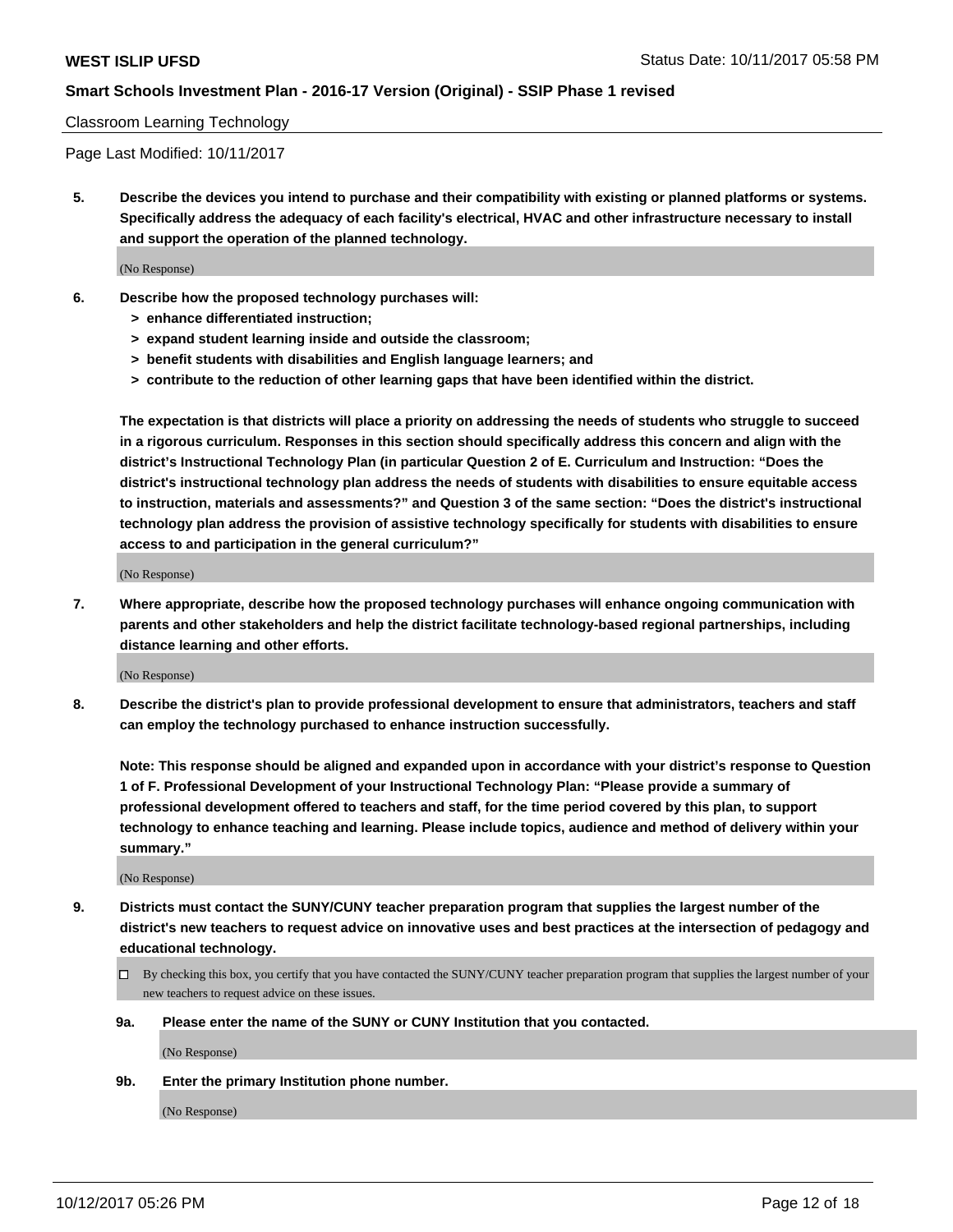Classroom Learning Technology

Page Last Modified: 10/11/2017

**5. Describe the devices you intend to purchase and their compatibility with existing or planned platforms or systems. Specifically address the adequacy of each facility's electrical, HVAC and other infrastructure necessary to install and support the operation of the planned technology.**

(No Response)

**6. Describe how the proposed technology purchases will:**
- **> enhance differentiated instruction;**
- **> expand student learning inside and outside the classroom;**
- **> benefit students with disabilities and English language learners; and**
- **> contribute to the reduction of other learning gaps that have been identified within the district.**

**The expectation is that districts will place a priority on addressing the needs of students who struggle to succeed in a rigorous curriculum. Responses in this section should specifically address this concern and align with the district's Instructional Technology Plan (in particular Question 2 of E. Curriculum and Instruction: "Does the district's instructional technology plan address the needs of students with disabilities to ensure equitable access to instruction, materials and assessments?" and Question 3 of the same section: "Does the district's instructional technology plan address the provision of assistive technology specifically for students with disabilities to ensure access to and participation in the general curriculum?"**

(No Response)

**7. Where appropriate, describe how the proposed technology purchases will enhance ongoing communication with parents and other stakeholders and help the district facilitate technology-based regional partnerships, including distance learning and other efforts.**

(No Response)

**8. Describe the district's plan to provide professional development to ensure that administrators, teachers and staff can employ the technology purchased to enhance instruction successfully.**

**Note: This response should be aligned and expanded upon in accordance with your district's response to Question 1 of F. Professional Development of your Instructional Technology Plan: "Please provide a summary of professional development offered to teachers and staff, for the time period covered by this plan, to support technology to enhance teaching and learning. Please include topics, audience and method of delivery within your summary."**

(No Response)

**9. Districts must contact the SUNY/CUNY teacher preparation program that supplies the largest number of the district's new teachers to request advice on innovative uses and best practices at the intersection of pedagogy and educational technology.**

☐ By checking this box, you certify that you have contacted the SUNY/CUNY teacher preparation program that supplies the largest number of your new teachers to request advice on these issues.

**9a. Please enter the name of the SUNY or CUNY Institution that you contacted.**

(No Response)

**9b. Enter the primary Institution phone number.**

(No Response)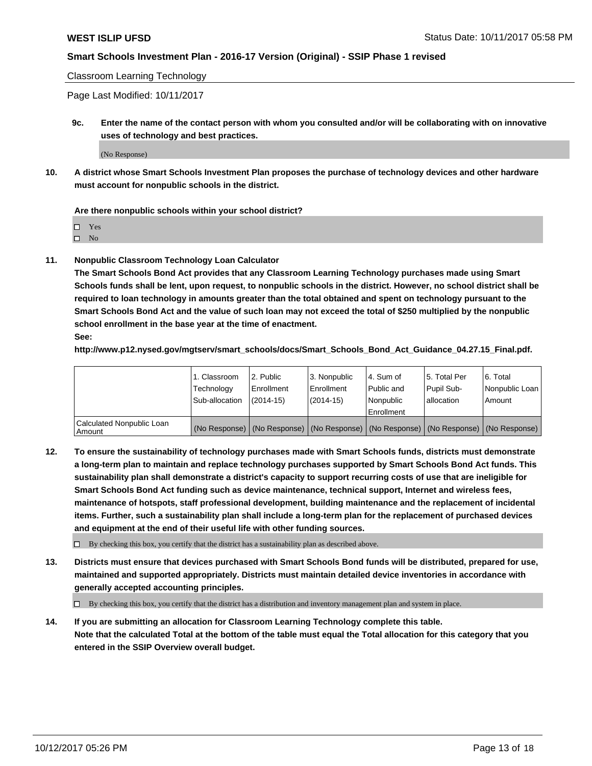Classroom Learning Technology

Page Last Modified: 10/11/2017

**9c. Enter the name of the contact person with whom you consulted and/or will be collaborating with on innovative uses of technology and best practices.**

(No Response)

**10. A district whose Smart Schools Investment Plan proposes the purchase of technology devices and other hardware must account for nonpublic schools in the district.**

**Are there nonpublic schools within your school district?**

- ☐ Yes
- ☐ No

**11. Nonpublic Classroom Technology Loan Calculator**

**The Smart Schools Bond Act provides that any Classroom Learning Technology purchases made using Smart Schools funds shall be lent, upon request, to nonpublic schools in the district. However, no school district shall be required to loan technology in amounts greater than the total obtained and spent on technology pursuant to the Smart Schools Bond Act and the value of such loan may not exceed the total of $250 multiplied by the nonpublic school enrollment in the base year at the time of enactment.**

**See:**

**http://www.p12.nysed.gov/mgtserv/smart_schools/docs/Smart_Schools_Bond_Act_Guidance_04.27.15_Final.pdf.**

| | 1. Classroom Technology Sub-allocation | 2. Public Enrollment (2014-15) | 3. Nonpublic Enrollment (2014-15) | 4. Sum of Public and Nonpublic Enrollment | 5. Total Per Pupil Sub-allocation | 6. Total Nonpublic Loan Amount |
|---|---|---|---|---|---|---|
| Calculated Nonpublic Loan Amount | (No Response) | (No Response) | (No Response) | (No Response) | (No Response) | (No Response) |

**12. To ensure the sustainability of technology purchases made with Smart Schools funds, districts must demonstrate a long-term plan to maintain and replace technology purchases supported by Smart Schools Bond Act funds. This sustainability plan shall demonstrate a district's capacity to support recurring costs of use that are ineligible for Smart Schools Bond Act funding such as device maintenance, technical support, Internet and wireless fees, maintenance of hotspots, staff professional development, building maintenance and the replacement of incidental items. Further, such a sustainability plan shall include a long-term plan for the replacement of purchased devices and equipment at the end of their useful life with other funding sources.**

- ☐ By checking this box, you certify that the district has a sustainability plan as described above.

**13. Districts must ensure that devices purchased with Smart Schools Bond funds will be distributed, prepared for use, maintained and supported appropriately. Districts must maintain detailed device inventories in accordance with generally accepted accounting principles.**

- ☐ By checking this box, you certify that the district has a distribution and inventory management plan and system in place.

**14. If you are submitting an allocation for Classroom Learning Technology complete this table. Note that the calculated Total at the bottom of the table must equal the Total allocation for this category that you entered in the SSIP Overview overall budget.**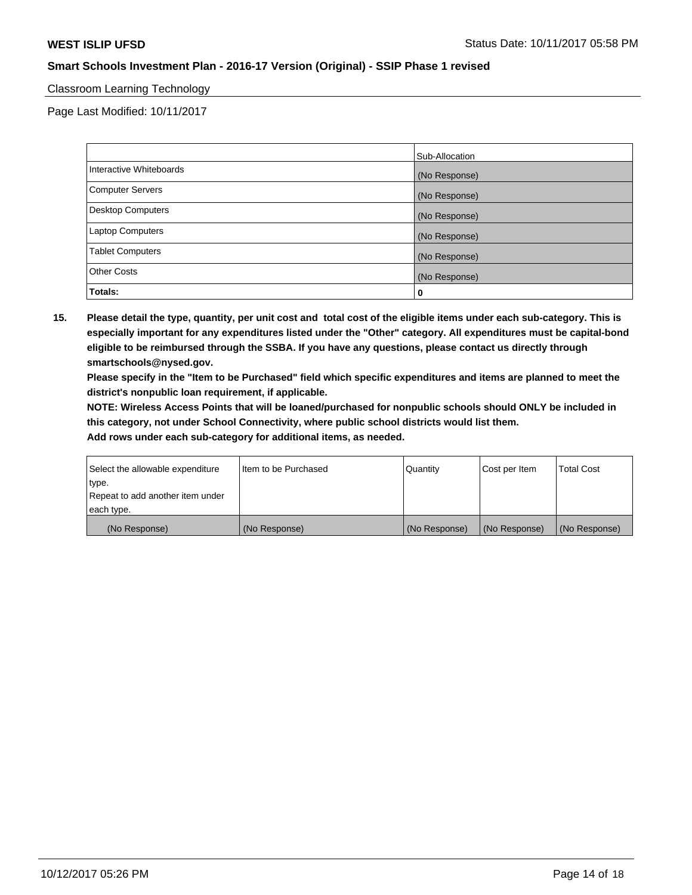Classroom Learning Technology

Page Last Modified: 10/11/2017

| | Sub-Allocation |
|---|---|
| Interactive Whiteboards | (No Response) |
| Computer Servers | (No Response) |
| Desktop Computers | (No Response) |
| Laptop Computers | (No Response) |
| Tablet Computers | (No Response) |
| Other Costs | (No Response) |
| **Totals:** | **0** |

**15. Please detail the type, quantity, per unit cost and total cost of the eligible items under each sub-category. This is especially important for any expenditures listed under the "Other" category. All expenditures must be capital-bond eligible to be reimbursed through the SSBA. If you have any questions, please contact us directly through smartschools@nysed.gov.**

**Please specify in the "Item to be Purchased" field which specific expenditures and items are planned to meet the district's nonpublic loan requirement, if applicable.**

**NOTE: Wireless Access Points that will be loaned/purchased for nonpublic schools should ONLY be included in this category, not under School Connectivity, where public school districts would list them.**

**Add rows under each sub-category for additional items, as needed.**

| Select the allowable expenditure type. Repeat to add another item under each type. | Item to be Purchased | Quantity | Cost per Item | Total Cost |
|---|---|---|---|---|
| (No Response) | (No Response) | (No Response) | (No Response) | (No Response) |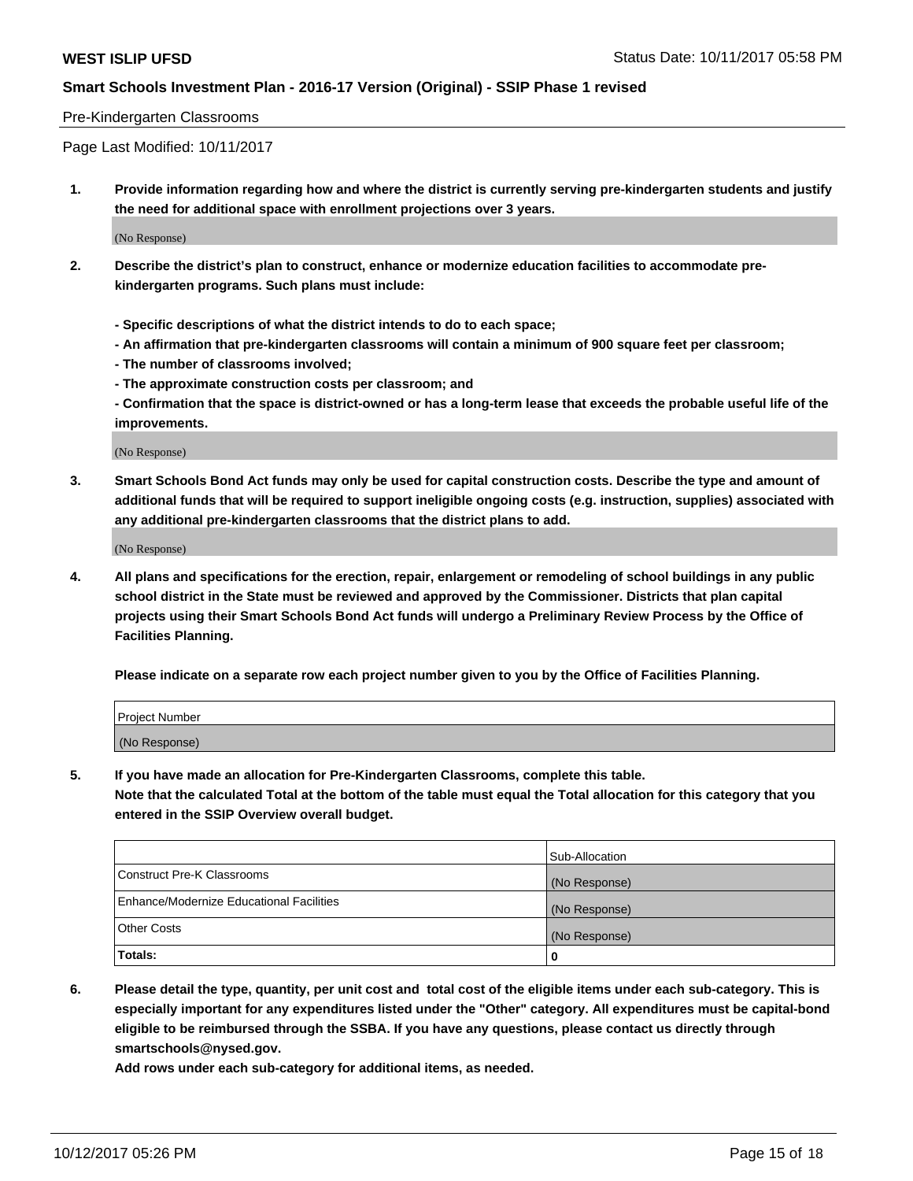Pre-Kindergarten Classrooms

Page Last Modified: 10/11/2017

1. **Provide information regarding how and where the district is currently serving pre-kindergarten students and justify the need for additional space with enrollment projections over 3 years.**

(No Response)

2. **Describe the district's plan to construct, enhance or modernize education facilities to accommodate pre-kindergarten programs. Such plans must include:**

   **- Specific descriptions of what the district intends to do to each space;**
   **- An affirmation that pre-kindergarten classrooms will contain a minimum of 900 square feet per classroom;**
   **- The number of classrooms involved;**
   **- The approximate construction costs per classroom; and**
   **- Confirmation that the space is district-owned or has a long-term lease that exceeds the probable useful life of the improvements.**

(No Response)

3. **Smart Schools Bond Act funds may only be used for capital construction costs. Describe the type and amount of additional funds that will be required to support ineligible ongoing costs (e.g. instruction, supplies) associated with any additional pre-kindergarten classrooms that the district plans to add.**

(No Response)

4. **All plans and specifications for the erection, repair, enlargement or remodeling of school buildings in any public school district in the State must be reviewed and approved by the Commissioner. Districts that plan capital projects using their Smart Schools Bond Act funds will undergo a Preliminary Review Process by the Office of Facilities Planning.**

   **Please indicate on a separate row each project number given to you by the Office of Facilities Planning.**

| Project Number |
| --- |
| (No Response) |

5. **If you have made an allocation for Pre-Kindergarten Classrooms, complete this table.**
   **Note that the calculated Total at the bottom of the table must equal the Total allocation for this category that you entered in the SSIP Overview overall budget.**

| | Sub-Allocation |
| --- | --- |
| Construct Pre-K Classrooms | (No Response) |
| Enhance/Modernize Educational Facilities | (No Response) |
| Other Costs | (No Response) |
| **Totals:** | **0** |

6. **Please detail the type, quantity, per unit cost and total cost of the eligible items under each sub-category. This is especially important for any expenditures listed under the "Other" category. All expenditures must be capital-bond eligible to be reimbursed through the SSBA. If you have any questions, please contact us directly through smartschools@nysed.gov.**

   **Add rows under each sub-category for additional items, as needed.**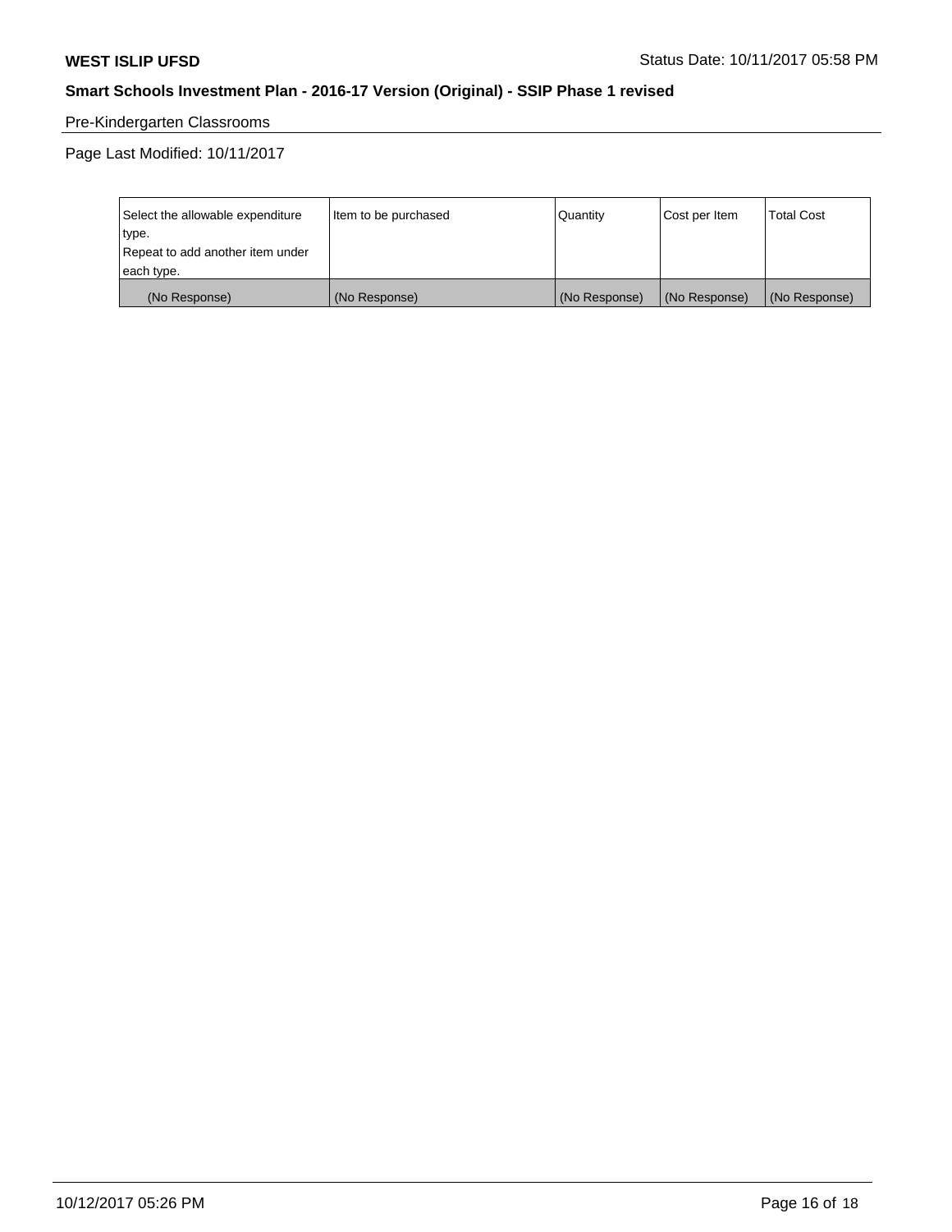Pre-Kindergarten Classrooms

Page Last Modified: 10/11/2017

| Select the allowable expenditure type. Repeat to add another item under each type. | Item to be purchased | Quantity | Cost per Item | Total Cost |
|---|---|---|---|---|
| (No Response) | (No Response) | (No Response) | (No Response) | (No Response) |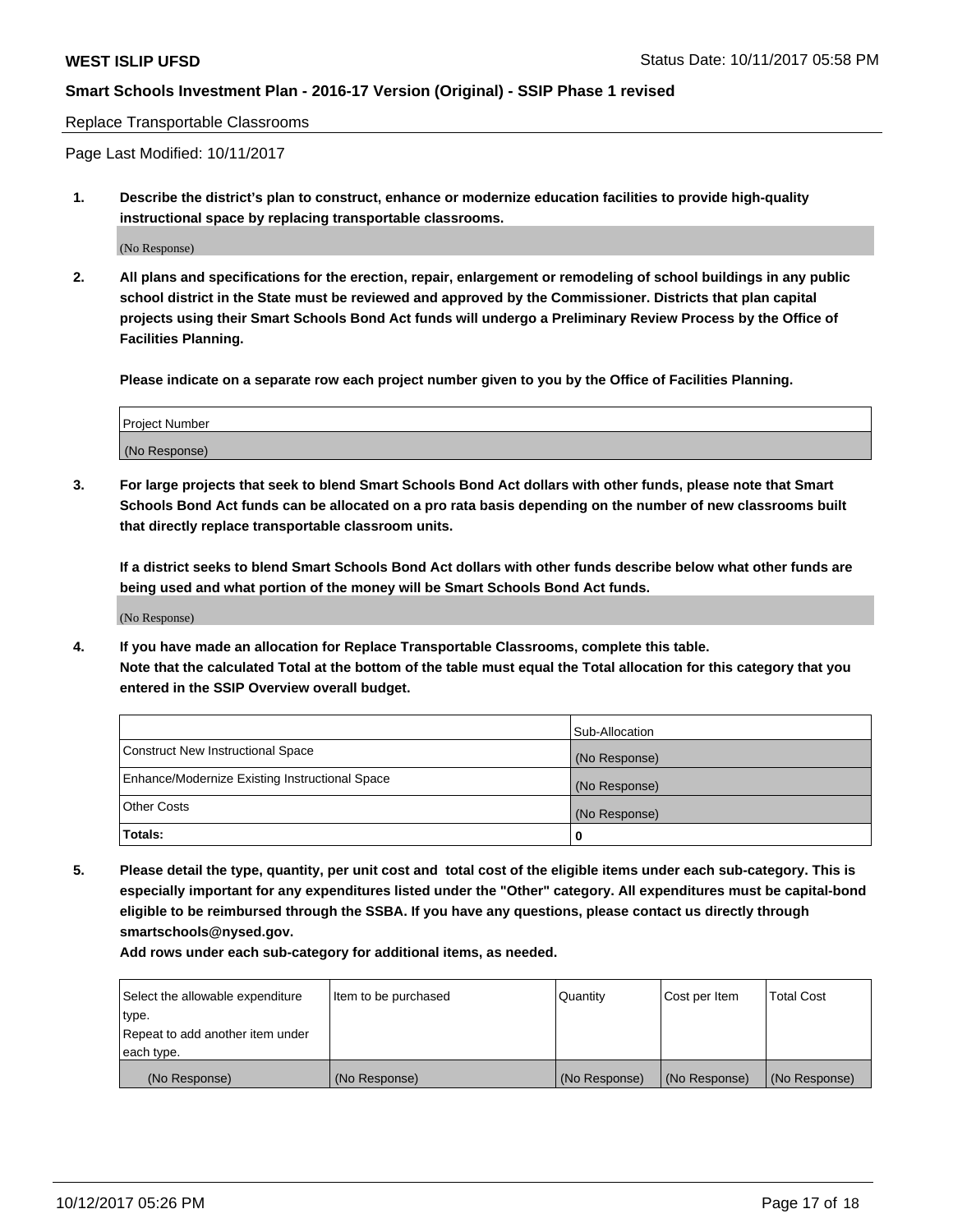Replace Transportable Classrooms

Page Last Modified: 10/11/2017

1. **Describe the district's plan to construct, enhance or modernize education facilities to provide high-quality instructional space by replacing transportable classrooms.**

(No Response)

2. **All plans and specifications for the erection, repair, enlargement or remodeling of school buildings in any public school district in the State must be reviewed and approved by the Commissioner. Districts that plan capital projects using their Smart Schools Bond Act funds will undergo a Preliminary Review Process by the Office of Facilities Planning.**

**Please indicate on a separate row each project number given to you by the Office of Facilities Planning.**

| Project Number |
|---|
| (No Response) |

3. **For large projects that seek to blend Smart Schools Bond Act dollars with other funds, please note that Smart Schools Bond Act funds can be allocated on a pro rata basis depending on the number of new classrooms built that directly replace transportable classroom units.**

**If a district seeks to blend Smart Schools Bond Act dollars with other funds describe below what other funds are being used and what portion of the money will be Smart Schools Bond Act funds.**

(No Response)

4. **If you have made an allocation for Replace Transportable Classrooms, complete this table.**
**Note that the calculated Total at the bottom of the table must equal the Total allocation for this category that you entered in the SSIP Overview overall budget.**

| | Sub-Allocation |
|---|---|
| Construct New Instructional Space | (No Response) |
| Enhance/Modernize Existing Instructional Space | (No Response) |
| Other Costs | (No Response) |
| **Totals:** | **0** |

5. **Please detail the type, quantity, per unit cost and total cost of the eligible items under each sub-category. This is especially important for any expenditures listed under the "Other" category. All expenditures must be capital-bond eligible to be reimbursed through the SSBA. If you have any questions, please contact us directly through smartschools@nysed.gov.**

**Add rows under each sub-category for additional items, as needed.**

| Select the allowable expenditure type. Repeat to add another item under each type. | Item to be purchased | Quantity | Cost per Item | Total Cost |
|---|---|---|---|---|
| (No Response) | (No Response) | (No Response) | (No Response) | (No Response) |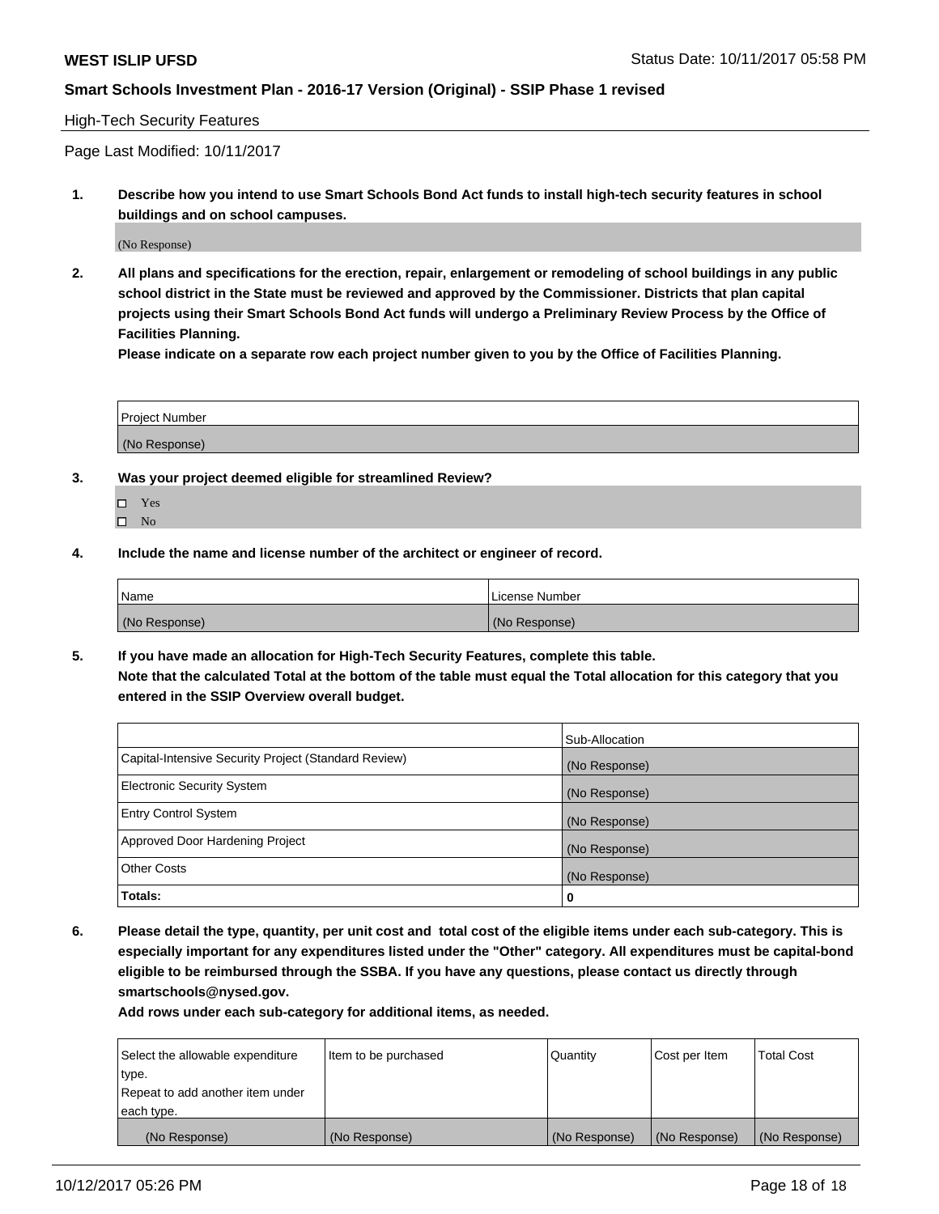High-Tech Security Features

Page Last Modified: 10/11/2017

**1. Describe how you intend to use Smart Schools Bond Act funds to install high-tech security features in school buildings and on school campuses.**

(No Response)

**2. All plans and specifications for the erection, repair, enlargement or remodeling of school buildings in any public school district in the State must be reviewed and approved by the Commissioner. Districts that plan capital projects using their Smart Schools Bond Act funds will undergo a Preliminary Review Process by the Office of Facilities Planning.**

**Please indicate on a separate row each project number given to you by the Office of Facilities Planning.**

| Project Number |
|---|
| (No Response) |

**3. Was your project deemed eligible for streamlined Review?**

- ☐ Yes
- ☐ No

**4. Include the name and license number of the architect or engineer of record.**

| Name | License Number |
|---|---|
| (No Response) | (No Response) |

**5. If you have made an allocation for High-Tech Security Features, complete this table.**
**Note that the calculated Total at the bottom of the table must equal the Total allocation for this category that you entered in the SSIP Overview overall budget.**

| | Sub-Allocation |
|---|---|
| Capital-Intensive Security Project (Standard Review) | (No Response) |
| Electronic Security System | (No Response) |
| Entry Control System | (No Response) |
| Approved Door Hardening Project | (No Response) |
| Other Costs | (No Response) |
| **Totals:** | **0** |

**6. Please detail the type, quantity, per unit cost and total cost of the eligible items under each sub-category. This is especially important for any expenditures listed under the "Other" category. All expenditures must be capital-bond eligible to be reimbursed through the SSBA. If you have any questions, please contact us directly through smartschools@nysed.gov.**

**Add rows under each sub-category for additional items, as needed.**

| Select the allowable expenditure type. Repeat to add another item under each type. | Item to be purchased | Quantity | Cost per Item | Total Cost |
|---|---|---|---|---|
| (No Response) | (No Response) | (No Response) | (No Response) | (No Response) |